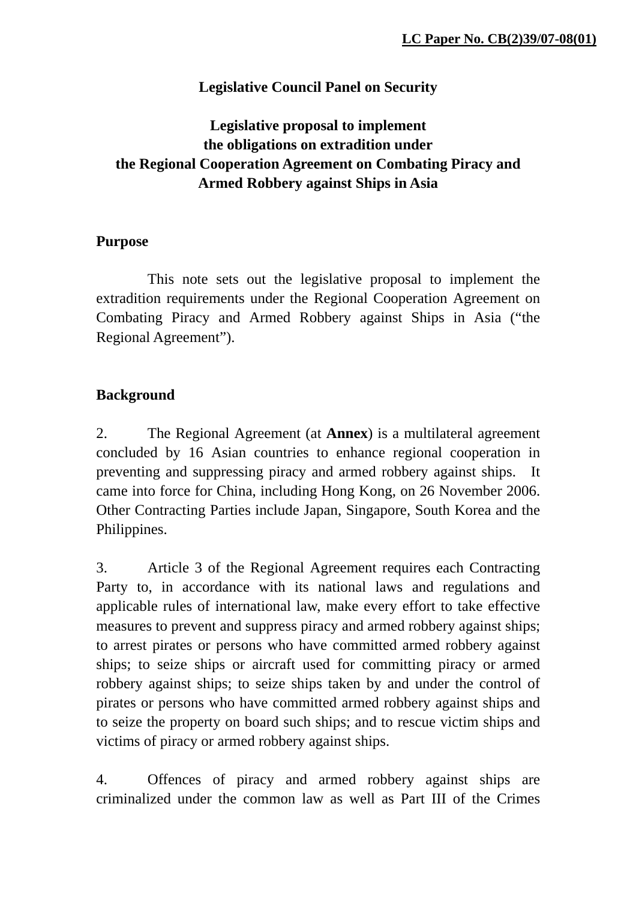**LC Paper No. CB(2)39/07-08(01)**

# Legislative Council Panel on Security

## Legislative proposal to implement the obligations on extradition under the Regional Cooperation Agreement on Combating Piracy and Armed Robbery against Ships in Asia

### Purpose

This note sets out the legislative proposal to implement the extradition requirements under the Regional Cooperation Agreement on Combating Piracy and Armed Robbery against Ships in Asia ("the Regional Agreement").

### Background

2. The Regional Agreement (at **Annex**) is a multilateral agreement concluded by 16 Asian countries to enhance regional cooperation in preventing and suppressing piracy and armed robbery against ships. It came into force for China, including Hong Kong, on 26 November 2006. Other Contracting Parties include Japan, Singapore, South Korea and the Philippines.

3. Article 3 of the Regional Agreement requires each Contracting Party to, in accordance with its national laws and regulations and applicable rules of international law, make every effort to take effective measures to prevent and suppress piracy and armed robbery against ships; to arrest pirates or persons who have committed armed robbery against ships; to seize ships or aircraft used for committing piracy or armed robbery against ships; to seize ships taken by and under the control of pirates or persons who have committed armed robbery against ships and to seize the property on board such ships; and to rescue victim ships and victims of piracy or armed robbery against ships.

4. Offences of piracy and armed robbery against ships are criminalized under the common law as well as Part III of the Crimes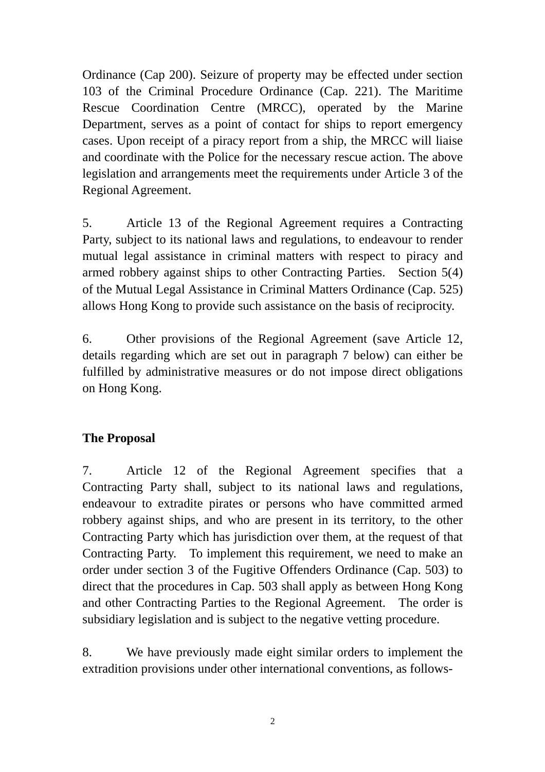Ordinance (Cap 200). Seizure of property may be effected under section 103 of the Criminal Procedure Ordinance (Cap. 221). The Maritime Rescue Coordination Centre (MRCC), operated by the Marine Department, serves as a point of contact for ships to report emergency cases. Upon receipt of a piracy report from a ship, the MRCC will liaise and coordinate with the Police for the necessary rescue action. The above legislation and arrangements meet the requirements under Article 3 of the Regional Agreement.

5. Article 13 of the Regional Agreement requires a Contracting Party, subject to its national laws and regulations, to endeavour to render mutual legal assistance in criminal matters with respect to piracy and armed robbery against ships to other Contracting Parties. Section 5(4) of the Mutual Legal Assistance in Criminal Matters Ordinance (Cap. 525) allows Hong Kong to provide such assistance on the basis of reciprocity.

6. Other provisions of the Regional Agreement (save Article 12, details regarding which are set out in paragraph 7 below) can either be fulfilled by administrative measures or do not impose direct obligations on Hong Kong.

**The Proposal**

7. Article 12 of the Regional Agreement specifies that a Contracting Party shall, subject to its national laws and regulations, endeavour to extradite pirates or persons who have committed armed robbery against ships, and who are present in its territory, to the other Contracting Party which has jurisdiction over them, at the request of that Contracting Party. To implement this requirement, we need to make an order under section 3 of the Fugitive Offenders Ordinance (Cap. 503) to direct that the procedures in Cap. 503 shall apply as between Hong Kong and other Contracting Parties to the Regional Agreement. The order is subsidiary legislation and is subject to the negative vetting procedure.

8. We have previously made eight similar orders to implement the extradition provisions under other international conventions, as follows-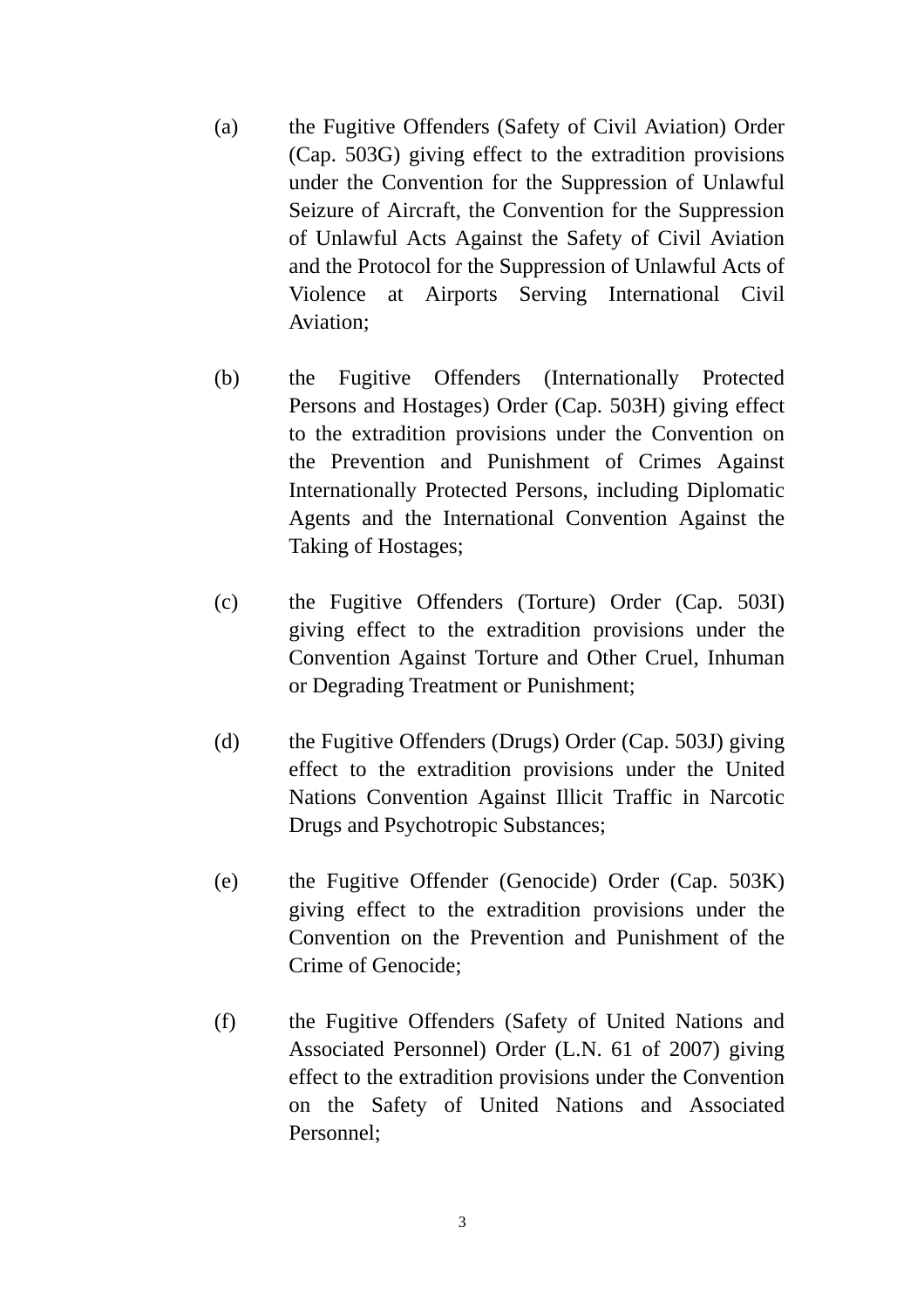(a) the Fugitive Offenders (Safety of Civil Aviation) Order (Cap. 503G) giving effect to the extradition provisions under the Convention for the Suppression of Unlawful Seizure of Aircraft, the Convention for the Suppression of Unlawful Acts Against the Safety of Civil Aviation and the Protocol for the Suppression of Unlawful Acts of Violence at Airports Serving International Civil Aviation;

(b) the Fugitive Offenders (Internationally Protected Persons and Hostages) Order (Cap. 503H) giving effect to the extradition provisions under the Convention on the Prevention and Punishment of Crimes Against Internationally Protected Persons, including Diplomatic Agents and the International Convention Against the Taking of Hostages;

(c) the Fugitive Offenders (Torture) Order (Cap. 503I) giving effect to the extradition provisions under the Convention Against Torture and Other Cruel, Inhuman or Degrading Treatment or Punishment;

(d) the Fugitive Offenders (Drugs) Order (Cap. 503J) giving effect to the extradition provisions under the United Nations Convention Against Illicit Traffic in Narcotic Drugs and Psychotropic Substances;

(e) the Fugitive Offender (Genocide) Order (Cap. 503K) giving effect to the extradition provisions under the Convention on the Prevention and Punishment of the Crime of Genocide;

(f) the Fugitive Offenders (Safety of United Nations and Associated Personnel) Order (L.N. 61 of 2007) giving effect to the extradition provisions under the Convention on the Safety of United Nations and Associated Personnel;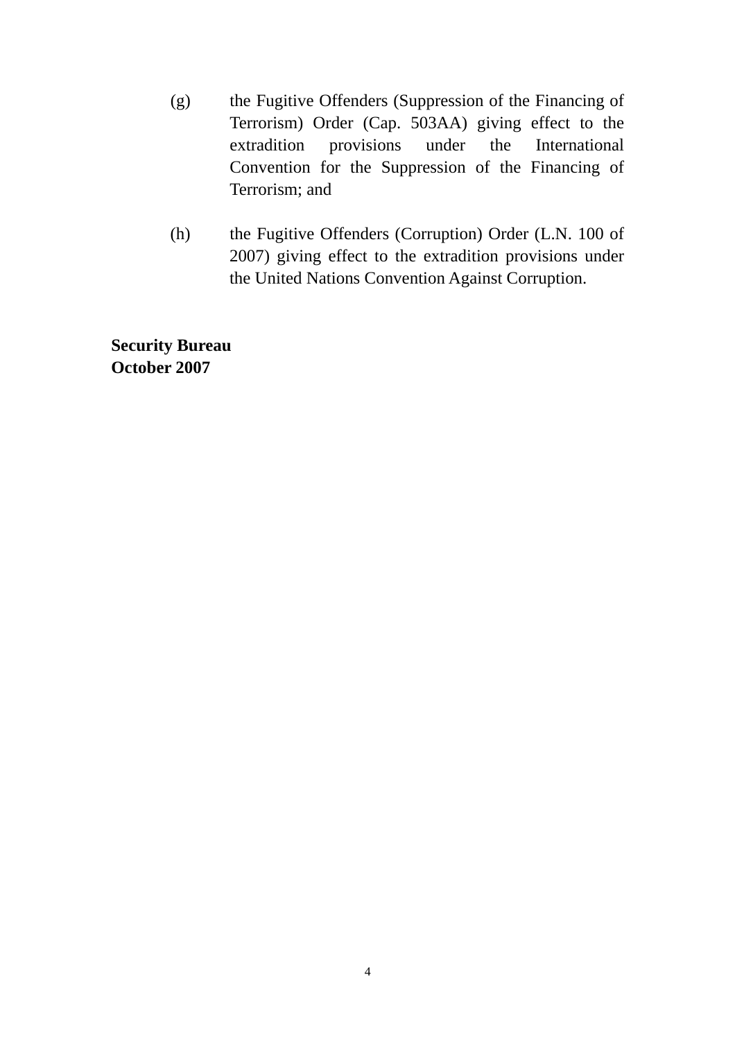(g) the Fugitive Offenders (Suppression of the Financing of Terrorism) Order (Cap. 503AA) giving effect to the extradition provisions under the International Convention for the Suppression of the Financing of Terrorism; and

(h) the Fugitive Offenders (Corruption) Order (L.N. 100 of 2007) giving effect to the extradition provisions under the United Nations Convention Against Corruption.

**Security Bureau**
**October 2007**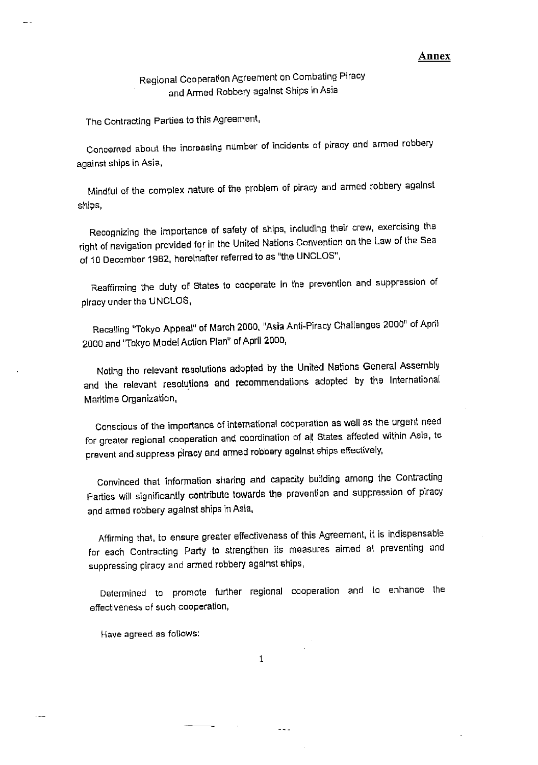**Annex**

# Regional Cooperation Agreement on Combating Piracy and Armed Robbery against Ships in Asia

The Contracting Parties to this Agreement,

Concerned about the increasing number of incidents of piracy and armed robbery against ships in Asia,

Mindful of the complex nature of the problem of piracy and armed robbery against ships,

Recognizing the importance of safety of ships, including their crew, exercising the right of navigation provided for in the United Nations Convention on the Law of the Sea of 10 December 1982, hereinafter referred to as "the UNCLOS",

Reaffirming the duty of States to cooperate in the prevention and suppression of piracy under the UNCLOS,

Recalling "Tokyo Appeal" of March 2000, "Asia Anti-Piracy Challenges 2000" of April 2000 and "Tokyo Model Action Plan" of April 2000,

Noting the relevant resolutions adopted by the United Nations General Assembly and the relevant resolutions and recommendations adopted by the International Maritime Organization,

Conscious of the importance of international cooperation as well as the urgent need for greater regional cooperation and coordination of all States affected within Asia, to prevent and suppress piracy and armed robbery against ships effectively,

Convinced that information sharing and capacity building among the Contracting Parties will significantly contribute towards the prevention and suppression of piracy and armed robbery against ships in Asia,

Affirming that, to ensure greater effectiveness of this Agreement, it is indispensable for each Contracting Party to strengthen its measures aimed at preventing and suppressing piracy and armed robbery against ships,

Determined to promote further regional cooperation and to enhance the effectiveness of such cooperation,

Have agreed as follows: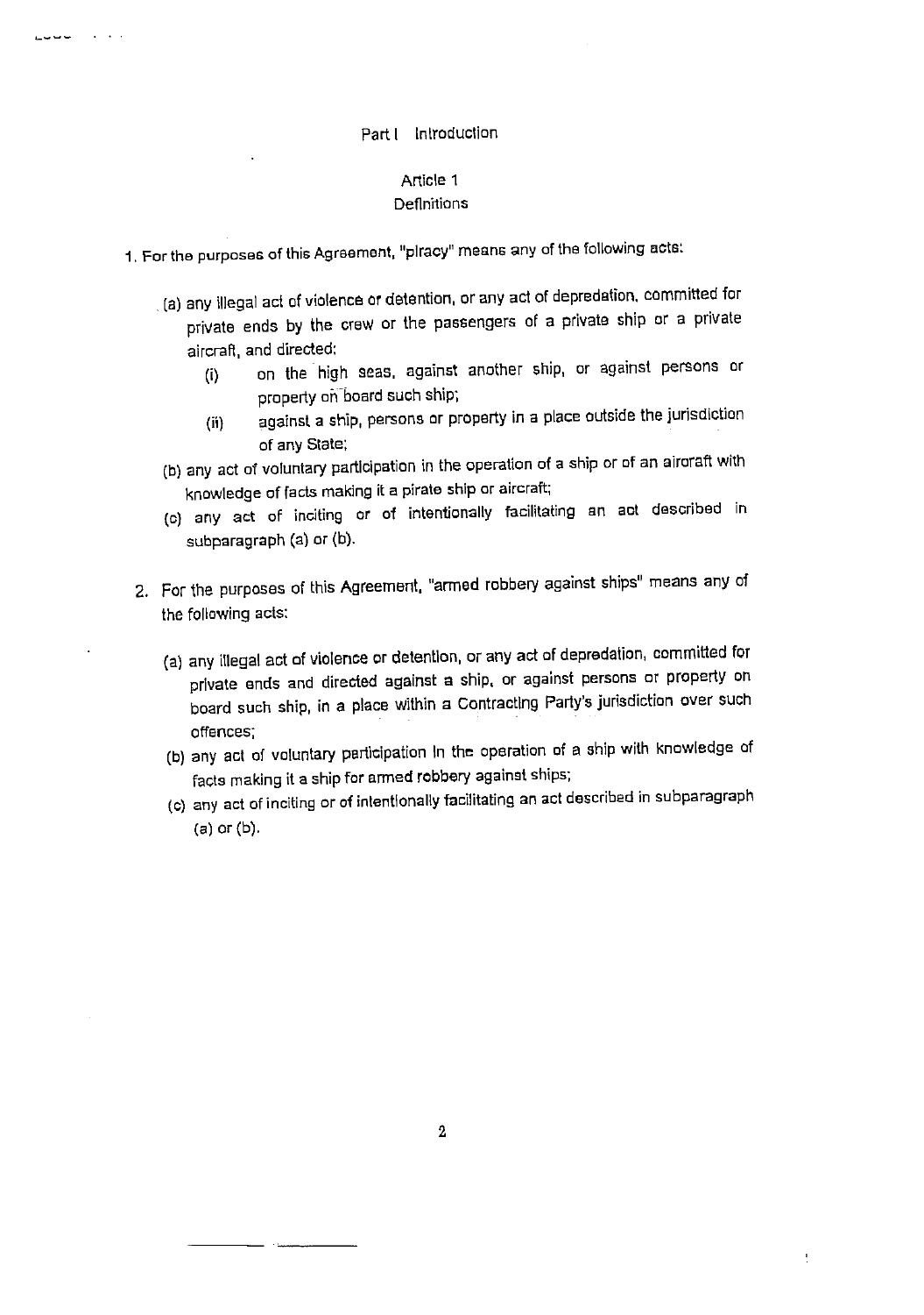## Part I Introduction

### Article 1
### Definitions

1. For the purposes of this Agreement, "piracy" means any of the following acts:

   (a) any illegal act of violence or detention, or any act of depredation, committed for private ends by the crew or the passengers of a private ship or a private aircraft, and directed:

      (i) on the high seas, against another ship, or against persons or property on board such ship;

      (ii) against a ship, persons or property in a place outside the jurisdiction of any State;

   (b) any act of voluntary participation in the operation of a ship or of an aircraft with knowledge of facts making it a pirate ship or aircraft;

   (c) any act of inciting or of intentionally facilitating an act described in subparagraph (a) or (b).

2. For the purposes of this Agreement, "armed robbery against ships" means any of the following acts:

   (a) any illegal act of violence or detention, or any act of depredation, committed for private ends and directed against a ship, or against persons or property on board such ship, in a place within a Contracting Party's jurisdiction over such offences;

   (b) any act of voluntary participation in the operation of a ship with knowledge of facts making it a ship for armed robbery against ships;

   (c) any act of inciting or of intentionally facilitating an act described in subparagraph (a) or (b).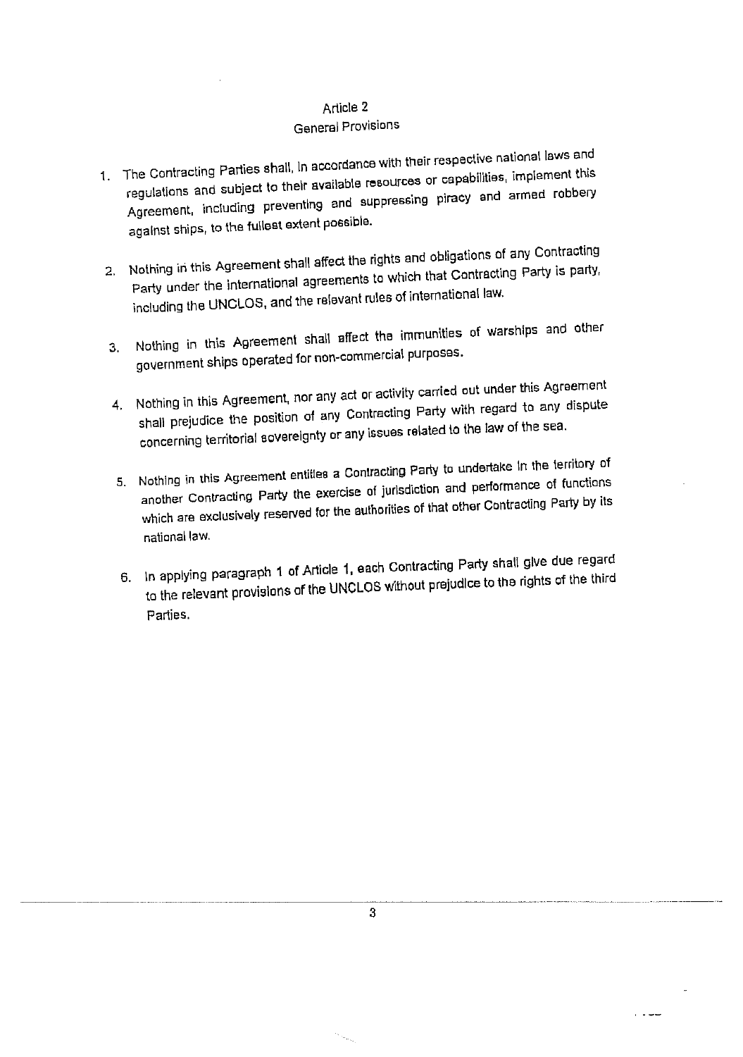# Article 2

## General Provisions

1. The Contracting Parties shall, in accordance with their respective national laws and regulations and subject to their available resources or capabilities, implement this Agreement, including preventing and suppressing piracy and armed robbery against ships, to the fullest extent possible.

2. Nothing in this Agreement shall affect the rights and obligations of any Contracting Party under the international agreements to which that Contracting Party is party, including the UNCLOS, and the relevant rules of international law.

3. Nothing in this Agreement shall affect the immunities of warships and other government ships operated for non-commercial purposes.

4. Nothing in this Agreement, nor any act or activity carried out under this Agreement shall prejudice the position of any Contracting Party with regard to any dispute concerning territorial sovereignty or any issues related to the law of the sea.

5. Nothing in this Agreement entitles a Contracting Party to undertake in the territory of another Contracting Party the exercise of jurisdiction and performance of functions which are exclusively reserved for the authorities of that other Contracting Party by its national law.

6. In applying paragraph 1 of Article 1, each Contracting Party shall give due regard to the relevant provisions of the UNCLOS without prejudice to the rights of the third Parties.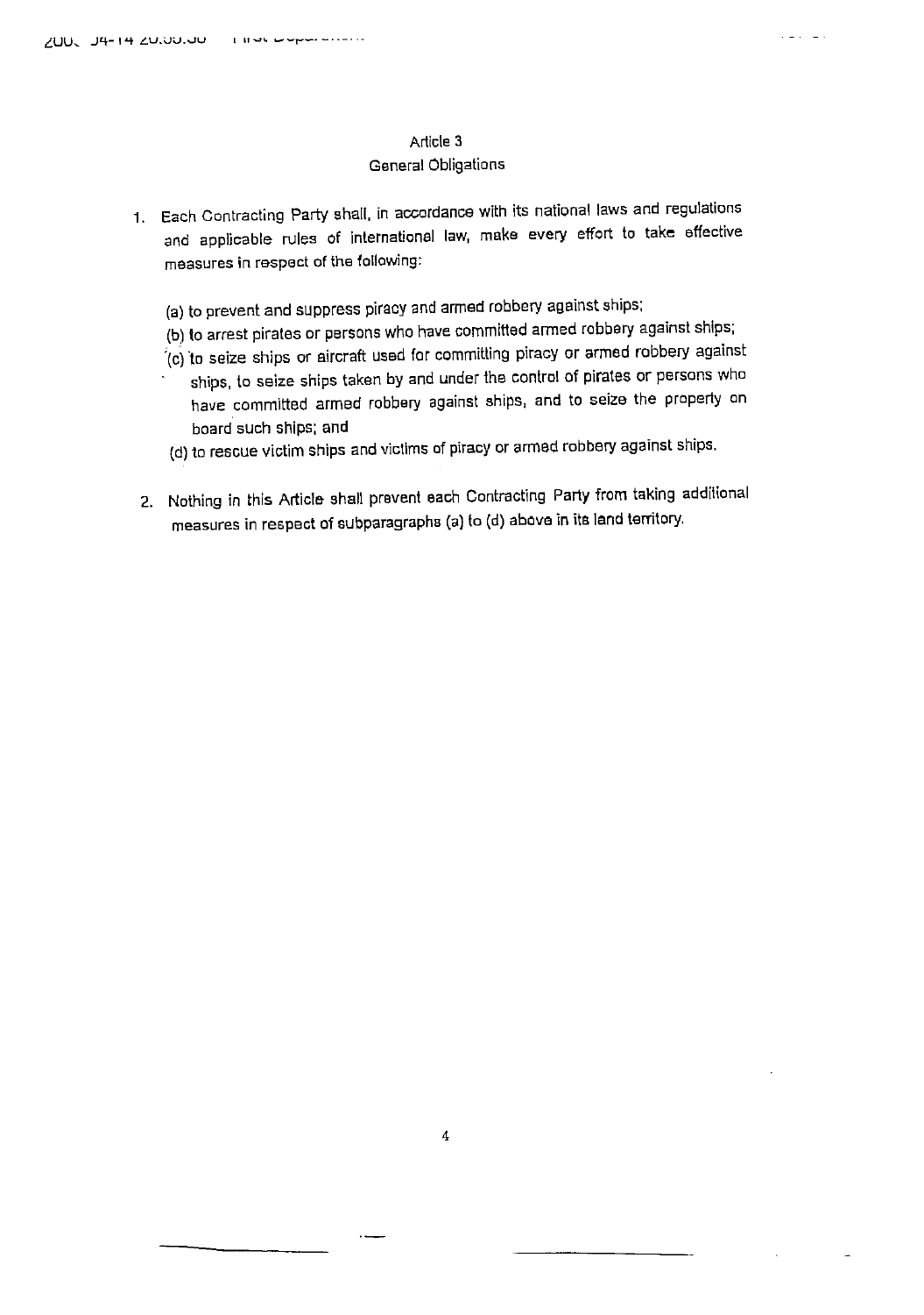## Article 3
## General Obligations

1. Each Contracting Party shall, in accordance with its national laws and regulations and applicable rules of international law, make every effort to take effective measures in respect of the following:

   (a) to prevent and suppress piracy and armed robbery against ships;

   (b) to arrest pirates or persons who have committed armed robbery against ships;

   (c) to seize ships or aircraft used for committing piracy or armed robbery against ships, to seize ships taken by and under the control of pirates or persons who have committed armed robbery against ships, and to seize the property on board such ships; and

   (d) to rescue victim ships and victims of piracy or armed robbery against ships.

2. Nothing in this Article shall prevent each Contracting Party from taking additional measures in respect of subparagraphs (a) to (d) above in its land territory.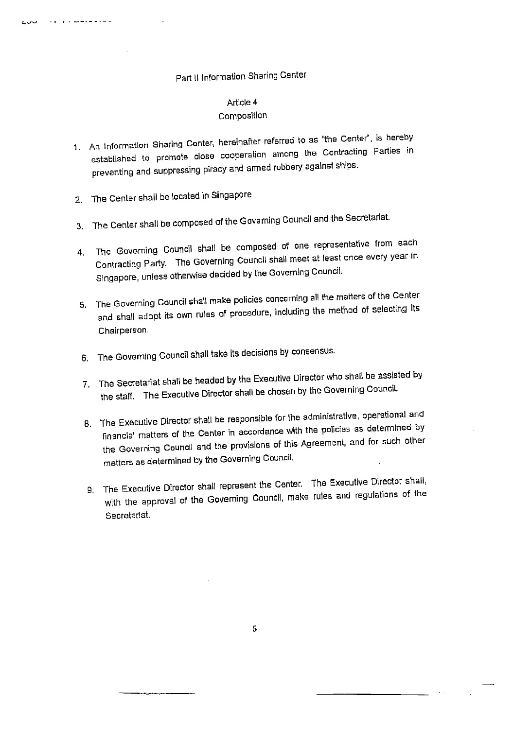## Part II Information Sharing Center

### Article 4
### Composition

1. An Information Sharing Center, hereinafter referred to as "the Center", is hereby established to promote close cooperation among the Contracting Parties in preventing and suppressing piracy and armed robbery against ships.

2. The Center shall be located in Singapore

3. The Center shall be composed of the Governing Council and the Secretariat.

4. The Governing Council shall be composed of one representative from each Contracting Party. The Governing Council shall meet at least once every year in Singapore, unless otherwise decided by the Governing Council.

5. The Governing Council shall make policies concerning all the matters of the Center and shall adopt its own rules of procedure, including the method of selecting its Chairperson.

6. The Governing Council shall take its decisions by consensus.

7. The Secretariat shall be headed by the Executive Director who shall be assisted by the staff. The Executive Director shall be chosen by the Governing Council.

8. The Executive Director shall be responsible for the administrative, operational and financial matters of the Center in accordance with the policies as determined by the Governing Council and the provisions of this Agreement, and for such other matters as determined by the Governing Council.

9. The Executive Director shall represent the Center. The Executive Director shall, with the approval of the Governing Council, make rules and regulations of the Secretariat.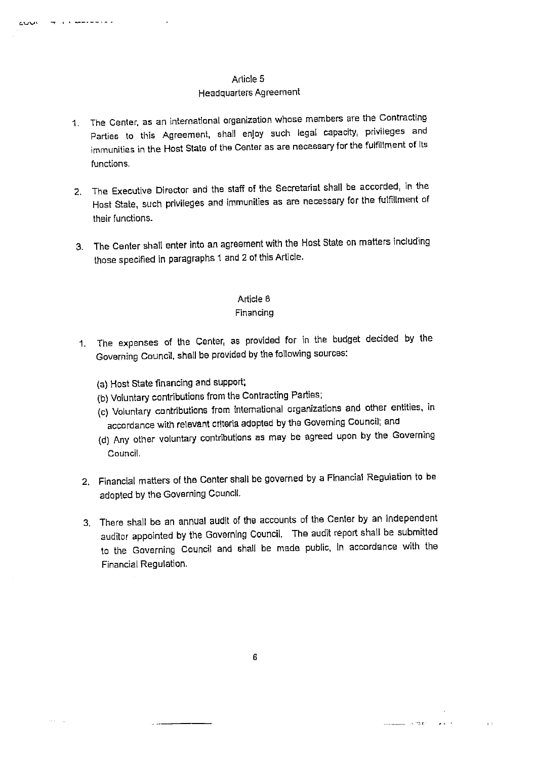## Article 5
### Headquarters Agreement

1. The Center, as an international organization whose members are the Contracting Parties to this Agreement, shall enjoy such legal capacity, privileges and immunities in the Host State of the Center as are necessary for the fulfillment of its functions.

2. The Executive Director and the staff of the Secretariat shall be accorded, in the Host State, such privileges and immunities as are necessary for the fulfillment of their functions.

3. The Center shall enter into an agreement with the Host State on matters including those specified in paragraphs 1 and 2 of this Article.

## Article 6
### Financing

1. The expenses of the Center, as provided for in the budget decided by the Governing Council, shall be provided by the following sources:

   (a) Host State financing and support;
   (b) Voluntary contributions from the Contracting Parties;
   (c) Voluntary contributions from international organizations and other entities, in accordance with relevant criteria adopted by the Governing Council; and
   (d) Any other voluntary contributions as may be agreed upon by the Governing Council.

2. Financial matters of the Center shall be governed by a Financial Regulation to be adopted by the Governing Council.

3. There shall be an annual audit of the accounts of the Center by an independent auditor appointed by the Governing Council. The audit report shall be submitted to the Governing Council and shall be made public, in accordance with the Financial Regulation.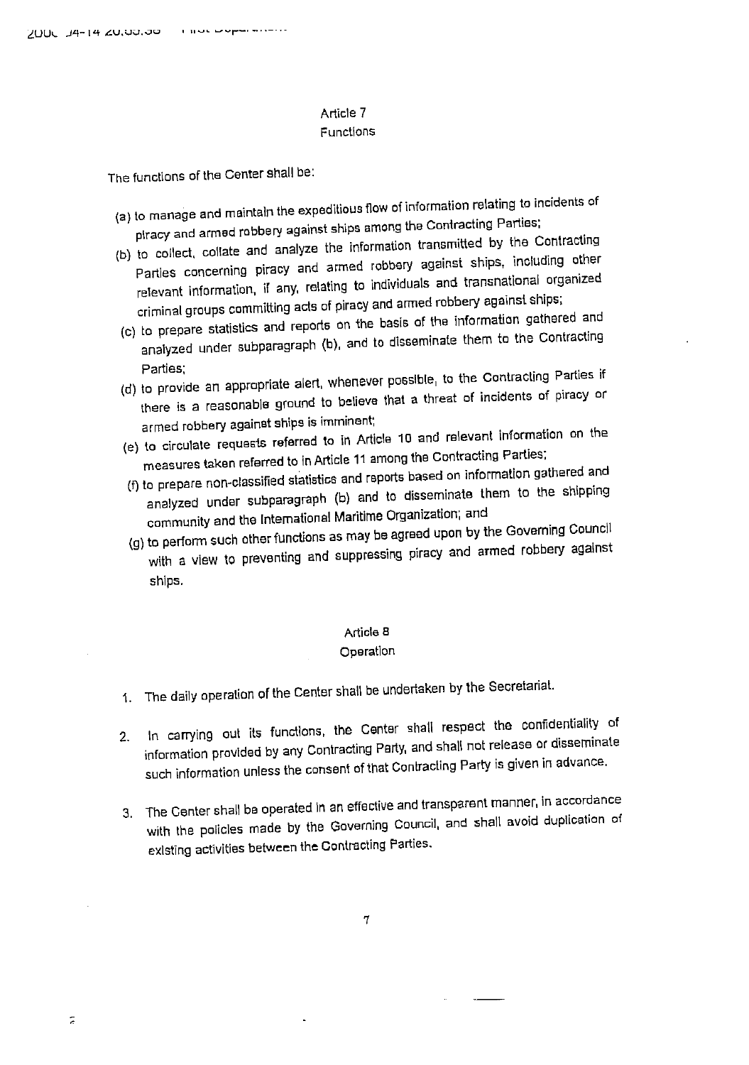## Article 7
### Functions

The functions of the Center shall be:

(a) to manage and maintain the expeditious flow of information relating to incidents of piracy and armed robbery against ships among the Contracting Parties;

(b) to collect, collate and analyze the information transmitted by the Contracting Parties concerning piracy and armed robbery against ships, including other relevant information, if any, relating to individuals and transnational organized criminal groups committing acts of piracy and armed robbery against ships;

(c) to prepare statistics and reports on the basis of the information gathered and analyzed under subparagraph (b), and to disseminate them to the Contracting Parties;

(d) to provide an appropriate alert, whenever possible, to the Contracting Parties if there is a reasonable ground to believe that a threat of incidents of piracy or armed robbery against ships is imminent;

(e) to circulate requests referred to in Article 10 and relevant information on the measures taken referred to in Article 11 among the Contracting Parties;

(f) to prepare non-classified statistics and reports based on information gathered and analyzed under subparagraph (b) and to disseminate them to the shipping community and the International Maritime Organization; and

(g) to perform such other functions as may be agreed upon by the Governing Council with a view to preventing and suppressing piracy and armed robbery against ships.

## Article 8
### Operation

1. The daily operation of the Center shall be undertaken by the Secretariat.

2. In carrying out its functions, the Center shall respect the confidentiality of information provided by any Contracting Party, and shall not release or disseminate such information unless the consent of that Contracting Party is given in advance.

3. The Center shall be operated in an effective and transparent manner, in accordance with the policies made by the Governing Council, and shall avoid duplication of existing activities between the Contracting Parties.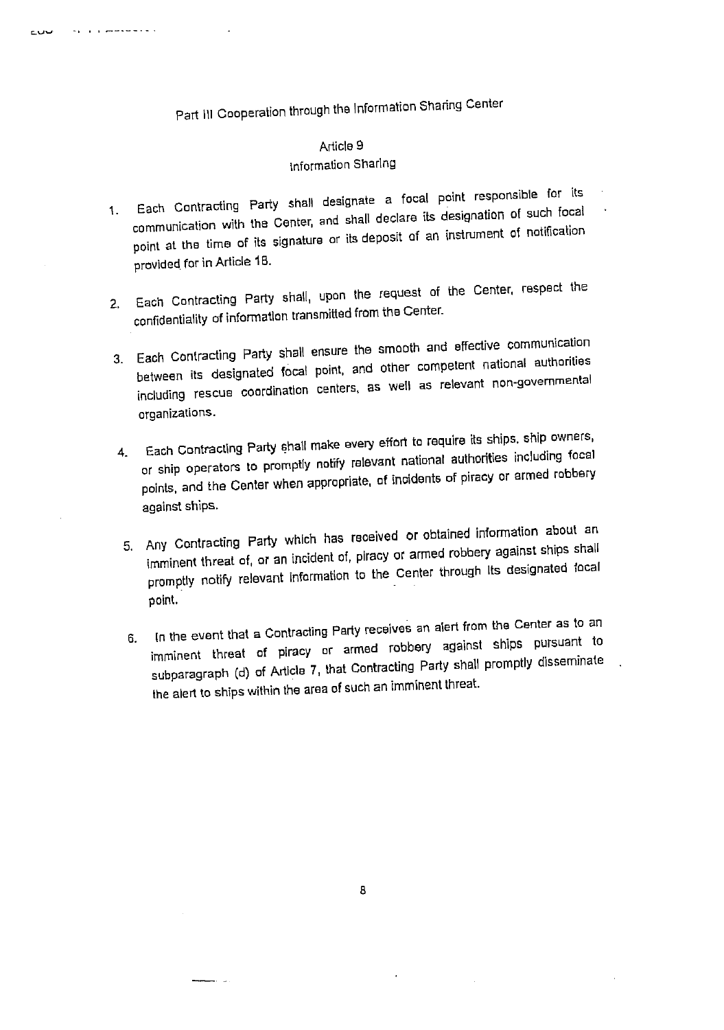## Part III Cooperation through the Information Sharing Center

### Article 9
### Information Sharing

1. Each Contracting Party shall designate a focal point responsible for its communication with the Center, and shall declare its designation of such focal point at the time of its signature or its deposit of an instrument of notification provided for in Article 18.

2. Each Contracting Party shall, upon the request of the Center, respect the confidentiality of information transmitted from the Center.

3. Each Contracting Party shall ensure the smooth and effective communication between its designated focal point, and other competent national authorities including rescue coordination centers, as well as relevant non-governmental organizations.

4. Each Contracting Party shall make every effort to require its ships, ship owners, or ship operators to promptly notify relevant national authorities including focal points, and the Center when appropriate, of incidents of piracy or armed robbery against ships.

5. Any Contracting Party which has received or obtained information about an imminent threat of, or an incident of, piracy or armed robbery against ships shall promptly notify relevant information to the Center through its designated focal point.

6. In the event that a Contracting Party receives an alert from the Center as to an imminent threat of piracy or armed robbery against ships pursuant to subparagraph (d) of Article 7, that Contracting Party shall promptly disseminate the alert to ships within the area of such an imminent threat.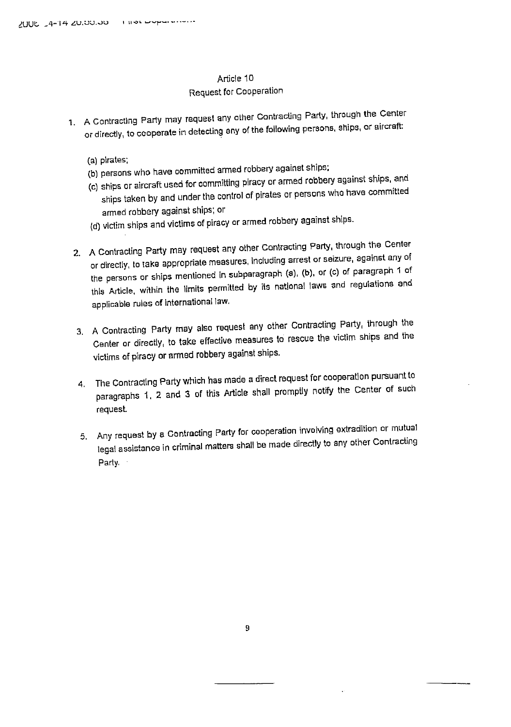## Article 10
### Request for Cooperation

1. A Contracting Party may request any other Contracting Party, through the Center or directly, to cooperate in detecting any of the following persons, ships, or aircraft:

   (a) pirates;

   (b) persons who have committed armed robbery against ships;

   (c) ships or aircraft used for committing piracy or armed robbery against ships, and ships taken by and under the control of pirates or persons who have committed armed robbery against ships; or

   (d) victim ships and victims of piracy or armed robbery against ships.

2. A Contracting Party may request any other Contracting Party, through the Center or directly, to take appropriate measures, including arrest or seizure, against any of the persons or ships mentioned in subparagraph (a), (b), or (c) of paragraph 1 of this Article, within the limits permitted by its national laws and regulations and applicable rules of international law.

3. A Contracting Party may also request any other Contracting Party, through the Center or directly, to take effective measures to rescue the victim ships and the victims of piracy or armed robbery against ships.

4. The Contracting Party which has made a direct request for cooperation pursuant to paragraphs 1, 2 and 3 of this Article shall promptly notify the Center of such request.

5. Any request by a Contracting Party for cooperation involving extradition or mutual legal assistance in criminal matters shall be made directly to any other Contracting Party.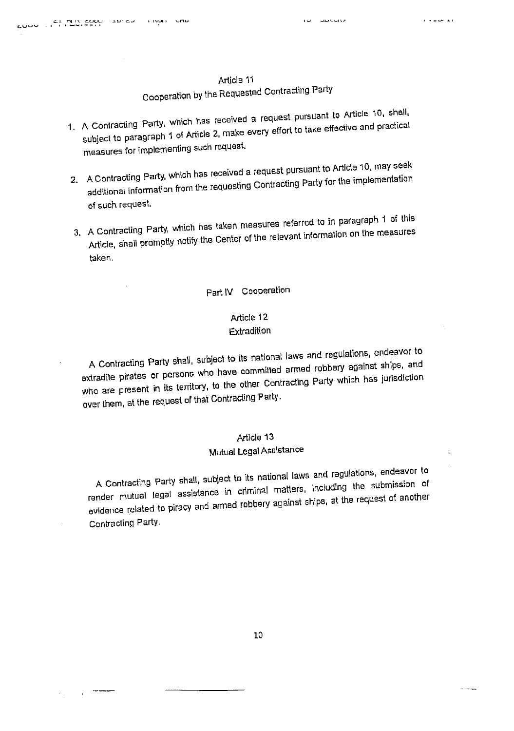### Article 11
### Cooperation by the Requested Contracting Party

1. A Contracting Party, which has received a request pursuant to Article 10, shall, subject to paragraph 1 of Article 2, make every effort to take effective and practical measures for implementing such request.

2. A Contracting Party, which has received a request pursuant to Article 10, may seek additional information from the requesting Contracting Party for the implementation of such request.

3. A Contracting Party, which has taken measures referred to in paragraph 1 of this Article, shall promptly notify the Center of the relevant information on the measures taken.

## Part IV Cooperation

### Article 12
### Extradition

A Contracting Party shall, subject to its national laws and regulations, endeavor to extradite pirates or persons who have committed armed robbery against ships, and who are present in its territory, to the other Contracting Party which has jurisdiction over them, at the request of that Contracting Party.

### Article 13
### Mutual Legal Assistance

A Contracting Party shall, subject to its national laws and regulations, endeavor to render mutual legal assistance in criminal matters, including the submission of evidence related to piracy and armed robbery against ships, at the request of another Contracting Party.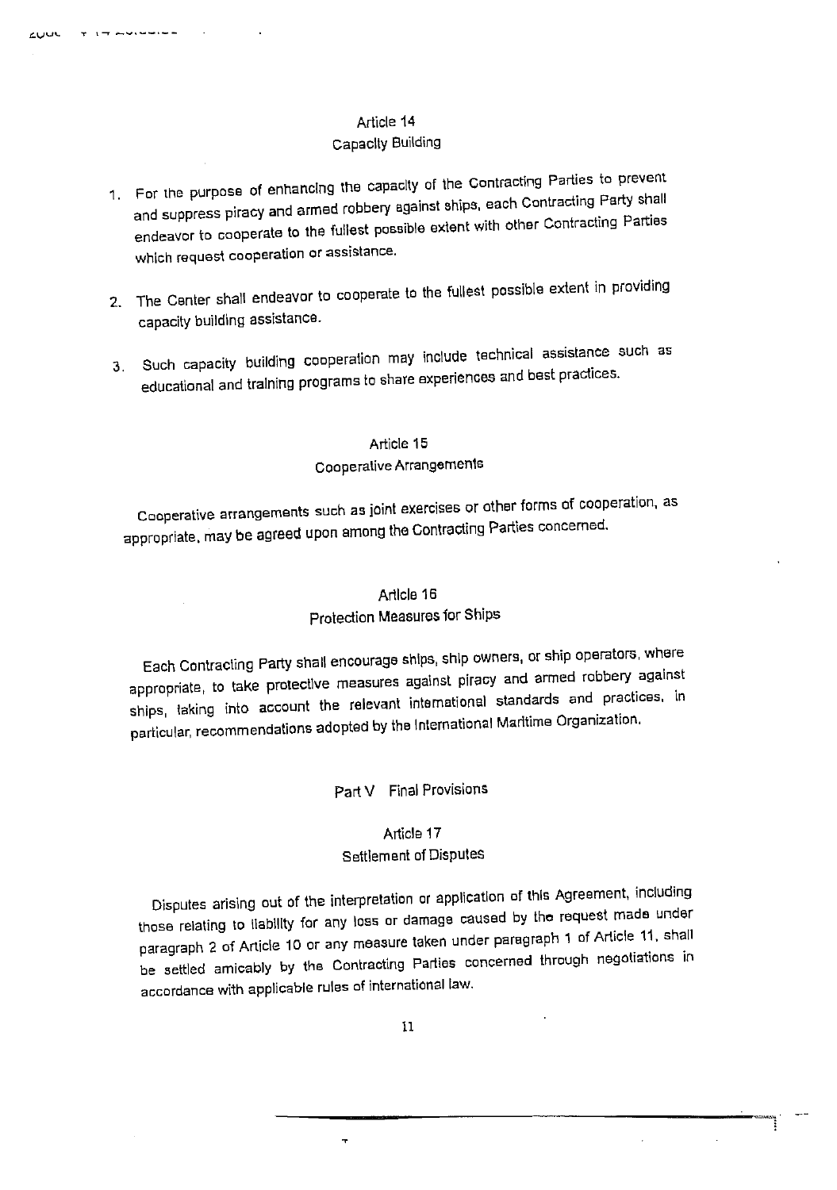### Article 14
### Capacity Building

1. For the purpose of enhancing the capacity of the Contracting Parties to prevent and suppress piracy and armed robbery against ships, each Contracting Party shall endeavor to cooperate to the fullest possible extent with other Contracting Parties which request cooperation or assistance.

2. The Center shall endeavor to cooperate to the fullest possible extent in providing capacity building assistance.

3. Such capacity building cooperation may include technical assistance such as educational and training programs to share experiences and best practices.

### Article 15
### Cooperative Arrangements

Cooperative arrangements such as joint exercises or other forms of cooperation, as appropriate, may be agreed upon among the Contracting Parties concerned.

### Article 16
### Protection Measures for Ships

Each Contracting Party shall encourage ships, ship owners, or ship operators, where appropriate, to take protective measures against piracy and armed robbery against ships, taking into account the relevant international standards and practices, in particular, recommendations adopted by the International Maritime Organization.

## Part V Final Provisions

### Article 17
### Settlement of Disputes

Disputes arising out of the interpretation or application of this Agreement, including those relating to liability for any loss or damage caused by the request made under paragraph 2 of Article 10 or any measure taken under paragraph 1 of Article 11, shall be settled amicably by the Contracting Parties concerned through negotiations in accordance with applicable rules of international law.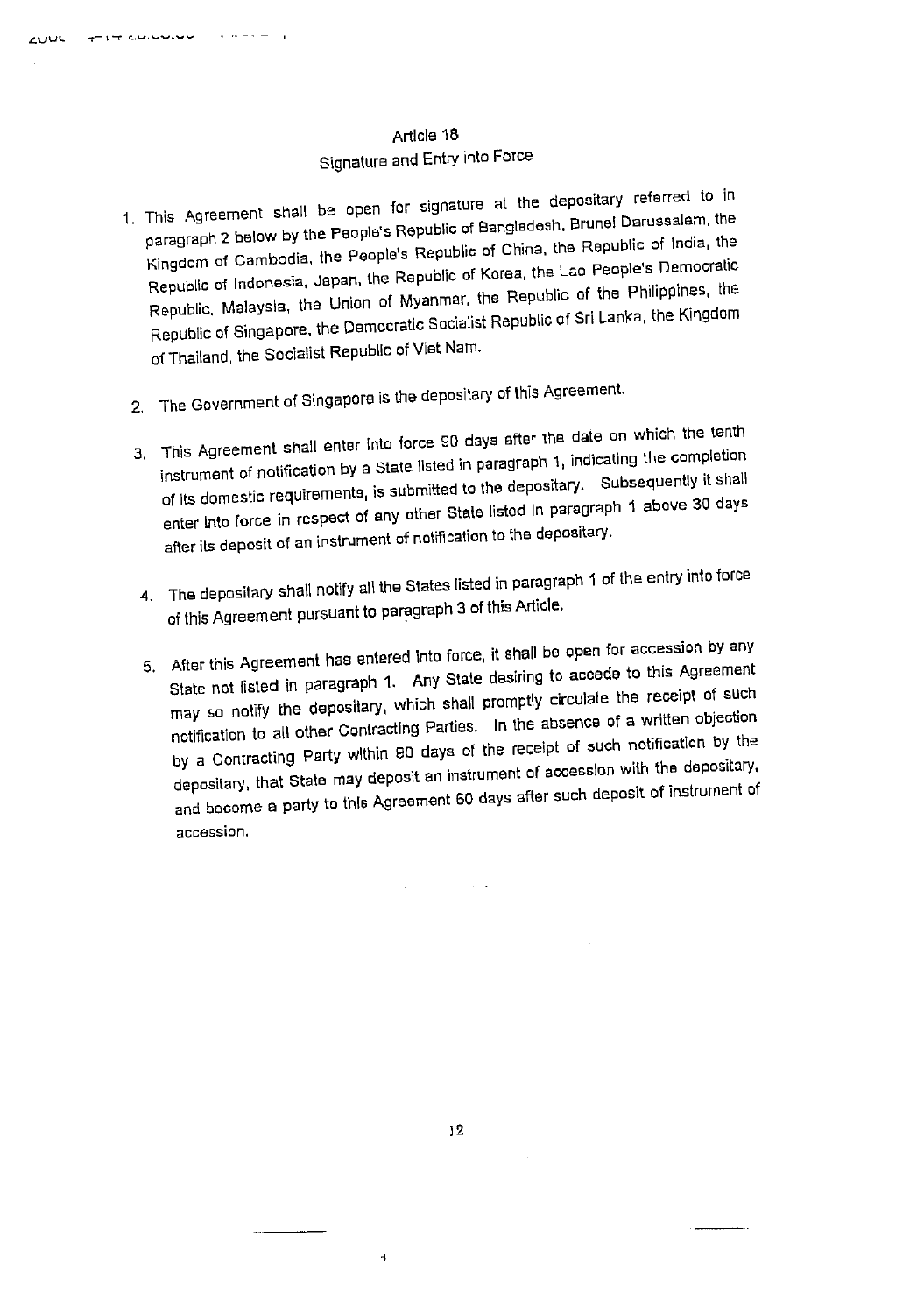## Article 18
## Signature and Entry into Force

1. This Agreement shall be open for signature at the depositary referred to in paragraph 2 below by the People's Republic of Bangladesh, Brunei Darussalam, the Kingdom of Cambodia, the People's Republic of China, the Republic of India, the Republic of Indonesia, Japan, the Republic of Korea, the Lao People's Democratic Republic, Malaysia, the Union of Myanmar, the Republic of the Philippines, the Republic of Singapore, the Democratic Socialist Republic of Sri Lanka, the Kingdom of Thailand, the Socialist Republic of Viet Nam.

2. The Government of Singapore is the depositary of this Agreement.

3. This Agreement shall enter into force 90 days after the date on which the tenth instrument of notification by a State listed in paragraph 1, indicating the completion of its domestic requirements, is submitted to the depositary. Subsequently it shall enter into force in respect of any other State listed in paragraph 1 above 30 days after its deposit of an instrument of notification to the depositary.

4. The depositary shall notify all the States listed in paragraph 1 of the entry into force of this Agreement pursuant to paragraph 3 of this Article.

5. After this Agreement has entered into force, it shall be open for accession by any State not listed in paragraph 1. Any State desiring to accede to this Agreement may so notify the depositary, which shall promptly circulate the receipt of such notification to all other Contracting Parties. In the absence of a written objection by a Contracting Party within 90 days of the receipt of such notification by the depositary, that State may deposit an instrument of accession with the depositary, and become a party to this Agreement 60 days after such deposit of instrument of accession.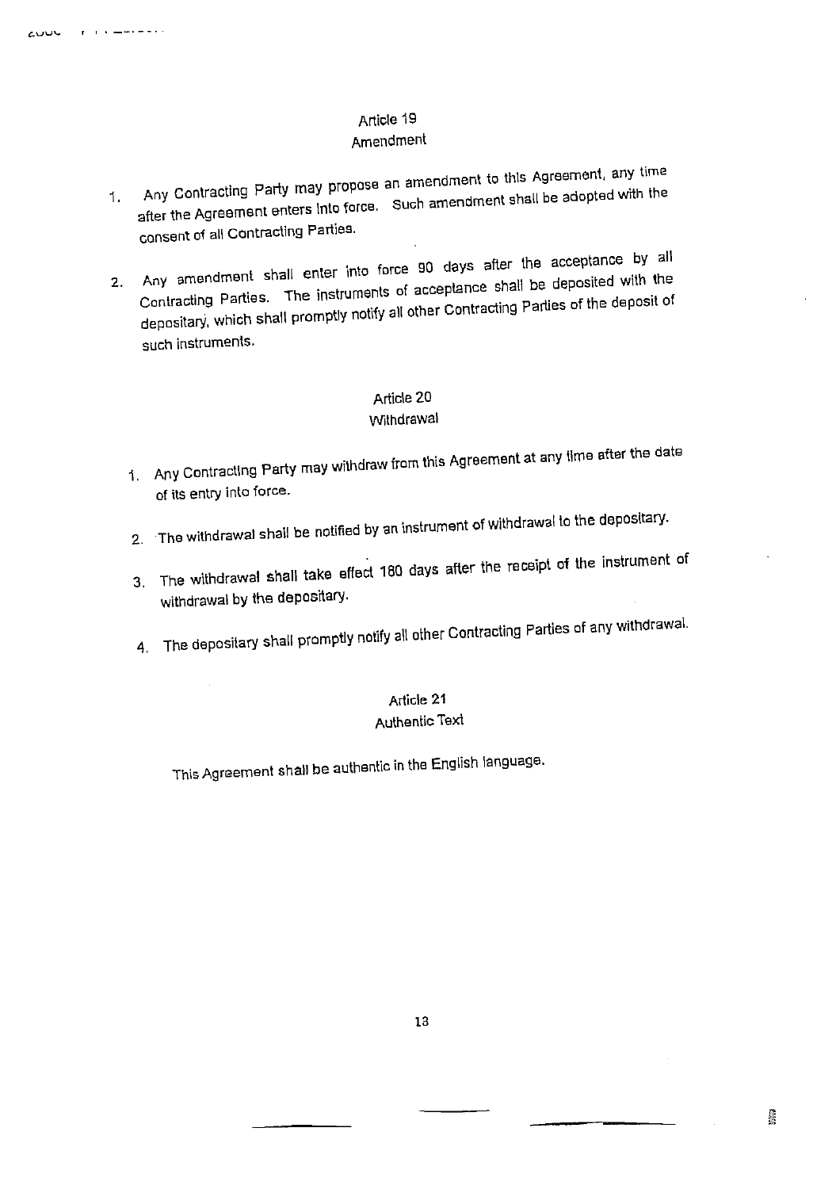## Article 19
### Amendment

1. Any Contracting Party may propose an amendment to this Agreement, any time after the Agreement enters into force. Such amendment shall be adopted with the consent of all Contracting Parties.

2. Any amendment shall enter into force 90 days after the acceptance by all Contracting Parties. The instruments of acceptance shall be deposited with the depositary, which shall promptly notify all other Contracting Parties of the deposit of such instruments.

## Article 20
### Withdrawal

1. Any Contracting Party may withdraw from this Agreement at any time after the date of its entry into force.

2. The withdrawal shall be notified by an instrument of withdrawal to the depositary.

3. The withdrawal shall take effect 180 days after the receipt of the instrument of withdrawal by the depositary.

4. The depositary shall promptly notify all other Contracting Parties of any withdrawal.

## Article 21
### Authentic Text

This Agreement shall be authentic in the English language.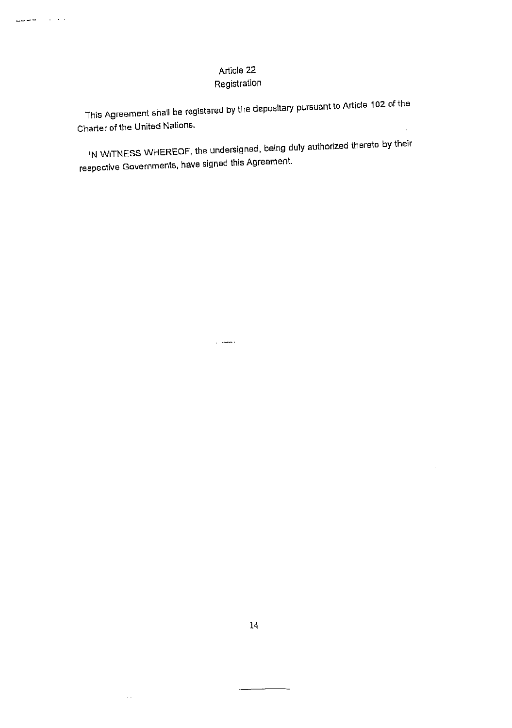## Article 22
## Registration

This Agreement shall be registered by the depositary pursuant to Article 102 of the Charter of the United Nations.

IN WITNESS WHEREOF, the undersigned, being duly authorized thereto by their respective Governments, have signed this Agreement.